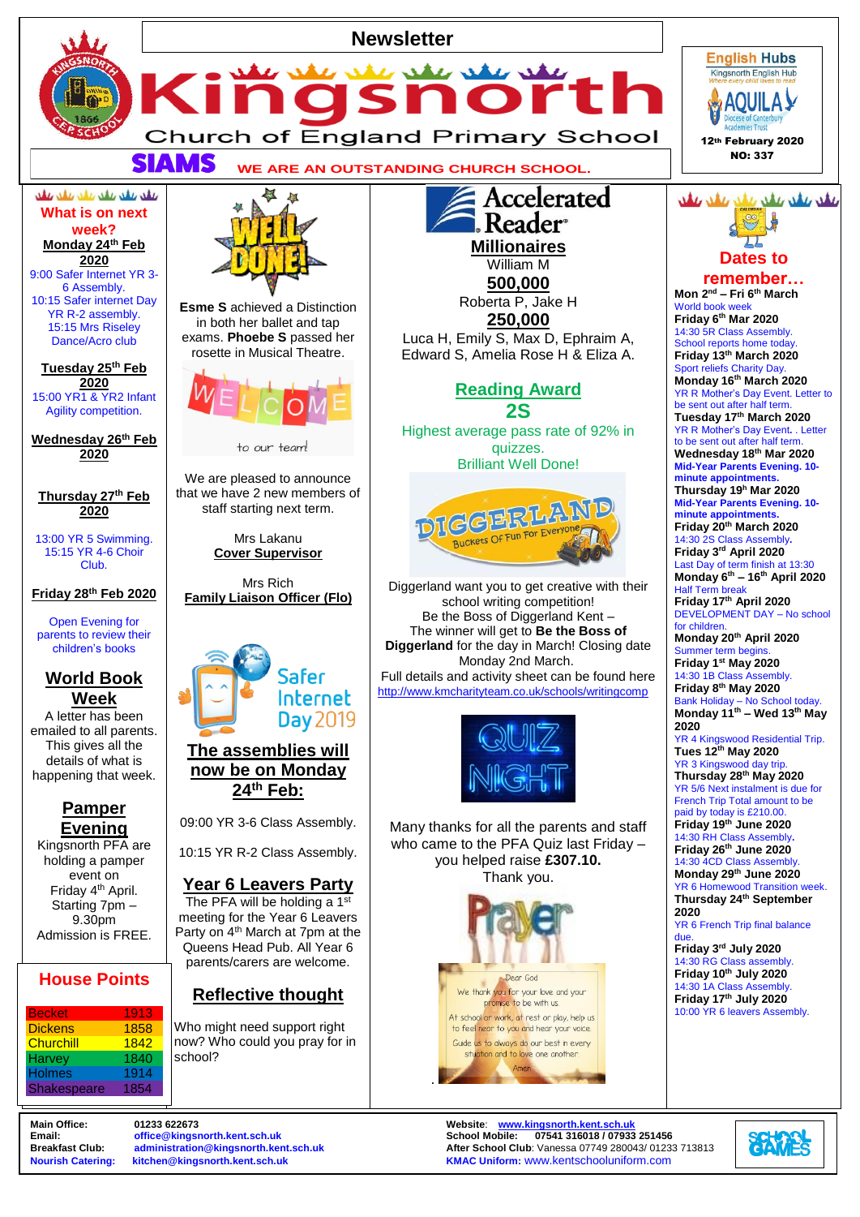# Newsletter

# Kingsnorth Church of England Primary School

SIAMS **WE ARE AN OUTSTANDING CHURCH SCHOOL.**

English Hubs — Kingsnorth English Hub — Where every child loves to read

AQUILA Diocese of Canterbury Academies Trust

**12th February 2020**
**NO: 337**

## What is on next week?

**Monday 24th Feb 2020**

9:00 Safer Internet YR 3-6 Assembly.
10:15 Safer internet Day YR R-2 assembly.
15:15 Mrs Riseley Dance/Acro club

**Tuesday 25th Feb 2020**

15:00 YR1 & YR2 Infant Agility competition.

**Wednesday 26th Feb 2020**

**Thursday 27th Feb 2020**

13:00 YR 5 Swimming.
15:15 YR 4-6 Choir Club.

**Friday 28th Feb 2020**

Open Evening for parents to review their children's books

## World Book Week

A letter has been emailed to all parents. This gives all the details of what is happening that week.

## Pamper Evening

Kingsnorth PFA are holding a pamper event on Friday 4th April. Starting 7pm – 9.30pm Admission is FREE.

## House Points

| House | Points |
|---|---|
| Becket | 1913 |
| Dickens | 1858 |
| Churchill | 1842 |
| Harvey | 1840 |
| Holmes | 1914 |
| Shakespeare | 1854 |

## WELL DONE!

**Esme S** achieved a Distinction in both her ballet and tap exams. **Phoebe S** passed her rosette in Musical Theatre.

## WELCOME to our team!

We are pleased to announce that we have 2 new members of staff starting next term.

Mrs Lakanu
**Cover Supervisor**

Mrs Rich
**Family Liaison Officer (Flo)**

## Safer Internet Day 2019

**The assemblies will now be on Monday 24th Feb:**

09:00 YR 3-6 Class Assembly.

10:15 YR R-2 Class Assembly.

## Year 6 Leavers Party

The PFA will be holding a 1st meeting for the Year 6 Leavers Party on 4th March at 7pm at the Queens Head Pub. All Year 6 parents/carers are welcome.

## Reflective thought

Who might need support right now? Who could you pray for in school?

## Accelerated Reader

**Millionaires**
William M

**500,000**
Roberta P, Jake H

**250,000**
Luca H, Emily S, Max D, Ephraim A, Edward S, Amelia Rose H & Eliza A.

## Reading Award 2S

Highest average pass rate of 92% in quizzes.
Brilliant Well Done!

## DIGGERLAND — Buckets Of Fun For Everyone

Diggerland want you to get creative with their school writing competition!
Be the Boss of Diggerland Kent –
The winner will get to **Be the Boss of Diggerland** for the day in March! Closing date Monday 2nd March.
Full details and activity sheet can be found here http://www.kmcharityteam.co.uk/schools/writingcomp

## QUIZ NIGHT

Many thanks for all the parents and staff who came to the PFA Quiz last Friday – you helped raise **£307.10.**
Thank you.

## Prayer

Dear God
We thank you for your love and your promise to be with us.
At school or work, at rest or play, help us to feel near to you and hear your voice.
Guide us to always do our best in every situation and to love one another.
Amen

## Dates to remember…

**Mon 2nd – Fri 6th March**
World book week
**Friday 6th Mar 2020**
14:30 5R Class Assembly.
School reports home today.
**Friday 13th March 2020**
Sport reliefs Charity Day.
**Monday 16th March 2020**
YR R Mother's Day Event. Letter to be sent out after half term.
**Tuesday 17th March 2020**
YR R Mother's Day Event. . Letter to be sent out after half term.
**Wednesday 18th Mar 2020**
**Mid-Year Parents Evening. 10-minute appointments.**
**Thursday 19th Mar 2020**
**Mid-Year Parents Evening. 10-minute appointments.**
**Friday 20th March 2020**
14:30 2S Class Assembly.
**Friday 3rd April 2020**
Last Day of term finish at 13:30
**Monday 6th – 16th April 2020**
Half Term break
**Friday 17th April 2020**
DEVELOPMENT DAY – No school for children.
**Monday 20th April 2020**
Summer term begins.
**Friday 1st May 2020**
14:30 1B Class Assembly.
**Friday 8th May 2020**
Bank Holiday – No School today.
**Monday 11th – Wed 13th May 2020**
YR 4 Kingswood Residential Trip.
**Tues 12th May 2020**
YR 3 Kingswood day trip.
**Thursday 28th May 2020**
YR 5/6 Next instalment is due for French Trip Total amount to be paid by today is £210.00.
**Friday 19th June 2020**
14:30 RH Class Assembly.
**Friday 26th June 2020**
14:30 4CD Class Assembly.
**Monday 29th June 2020**
YR 6 Homewood Transition week.
**Thursday 24th September 2020**
YR 6 French Trip final balance due.
**Friday 3rd July 2020**
14:30 RG Class assembly.
**Friday 10th July 2020**
14:30 1A Class Assembly.
**Friday 17th July 2020**
10:00 YR 6 leavers Assembly.

---

**Main Office:** 01233 622673
**Email:** office@kingsnorth.kent.sch.uk
**Breakfast Club:** administration@kingsnorth.kent.sch.uk
**Nourish Catering:** kitchen@kingsnorth.kent.sch.uk

**Website:** www.kingsnorth.kent.sch.uk
**School Mobile:** 07541 316018 / 07933 251456
**After School Club:** Vanessa 07749 280043/ 01233 713813
**KMAC Uniform:** www.kentschooluniform.com

SCHOOL GAMES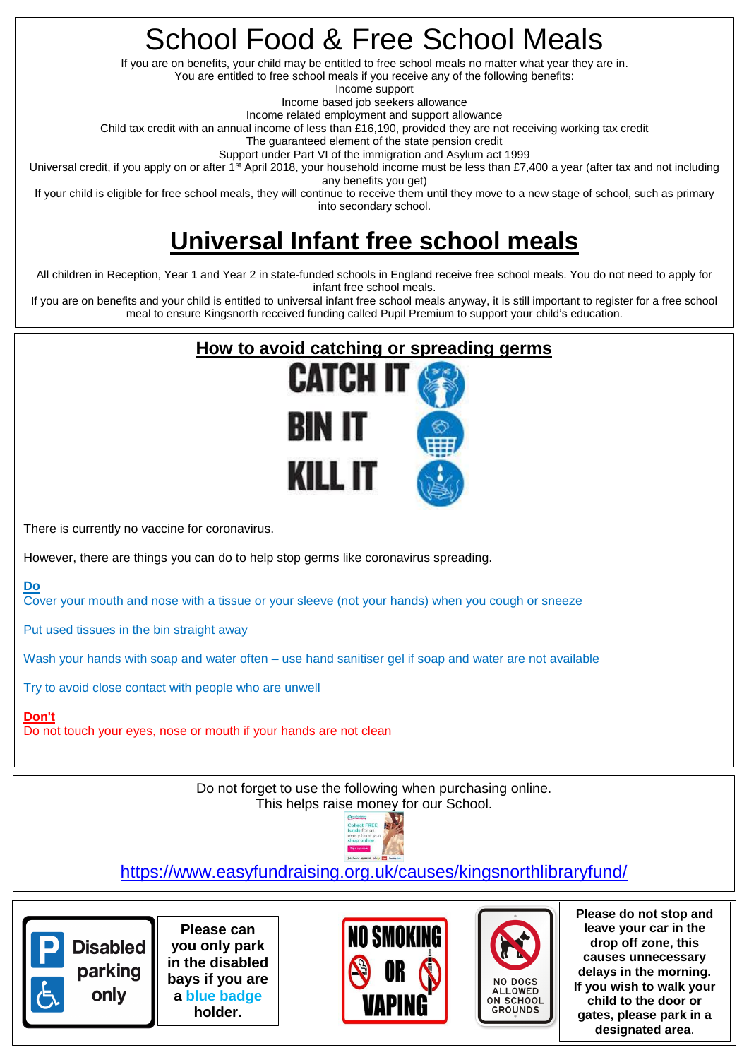# School Food & Free School Meals

If you are on benefits, your child may be entitled to free school meals no matter what year they are in.
You are entitled to free school meals if you receive any of the following benefits:

Income support

Income based job seekers allowance

Income related employment and support allowance

Child tax credit with an annual income of less than £16,190, provided they are not receiving working tax credit

The guaranteed element of the state pension credit

Support under Part VI of the immigration and Asylum act 1999

Universal credit, if you apply on or after 1st April 2018, your household income must be less than £7,400 a year (after tax and not including any benefits you get)

If your child is eligible for free school meals, they will continue to receive them until they move to a new stage of school, such as primary into secondary school.

## Universal Infant free school meals

All children in Reception, Year 1 and Year 2 in state-funded schools in England receive free school meals. You do not need to apply for infant free school meals.

If you are on benefits and your child is entitled to universal infant free school meals anyway, it is still important to register for a free school meal to ensure Kingsnorth received funding called Pupil Premium to support your child's education.

## How to avoid catching or spreading germs

CATCH IT
BIN IT
KILL IT

There is currently no vaccine for coronavirus.

However, there are things you can do to help stop germs like coronavirus spreading.

**Do**

Cover your mouth and nose with a tissue or your sleeve (not your hands) when you cough or sneeze

Put used tissues in the bin straight away

Wash your hands with soap and water often – use hand sanitiser gel if soap and water are not available

Try to avoid close contact with people who are unwell

**Don't**

Do not touch your eyes, nose or mouth if your hands are not clean

Do not forget to use the following when purchasing online.
This helps raise money for our School.

https://www.easyfundraising.org.uk/causes/kingsnorthlibraryfund/

Disabled parking only

**Please can you only park in the disabled bays if you are a blue badge holder.**

NO SMOKING OR VAPING

NO DOGS ALLOWED ON SCHOOL GROUNDS

**Please do not stop and leave your car in the drop off zone, this causes unnecessary delays in the morning. If you wish to walk your child to the door or gates, please park in a designated area.**